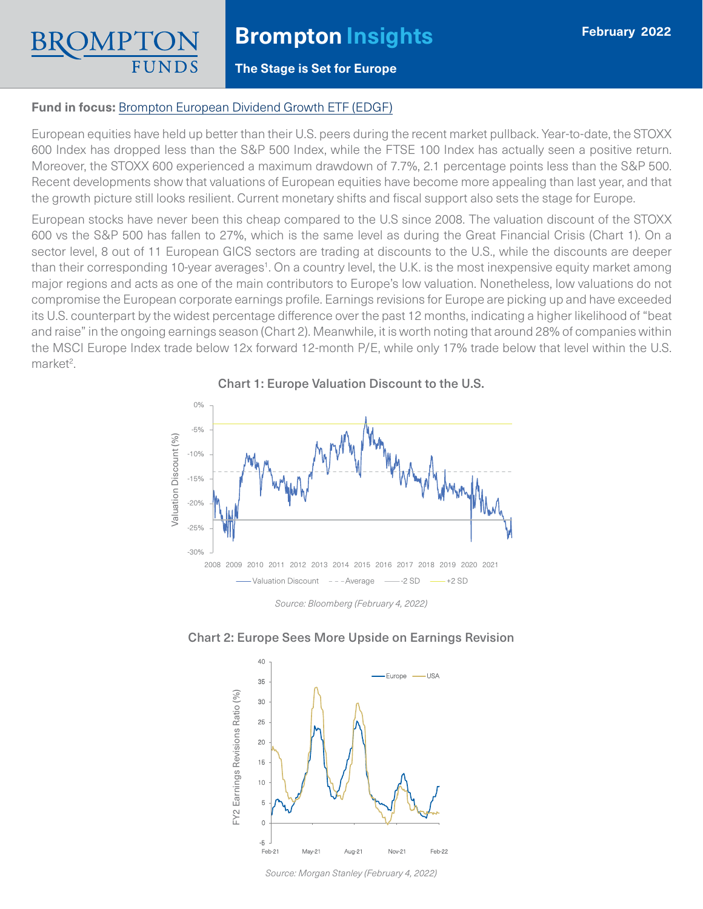# Brompton Insights

**The Stage is Set for Europe**

February 2022

**Fund in focus:** Brompton European Dividend Growth ETF (EDGF)

European equities have held up better than their U.S. peers during the recent market pullback. Year-to-date, the STOXX 600 Index has dropped less than the S&P 500 Index, while the FTSE 100 Index has actually seen a positive return. Moreover, the STOXX 600 experienced a maximum drawdown of 7.7%, 2.1 percentage points less than the S&P 500. Recent developments show that valuations of European equities have become more appealing than last year, and that the growth picture still looks resilient. Current monetary shifts and fiscal support also sets the stage for Europe.

European stocks have never been this cheap compared to the U.S since 2008. The valuation discount of the STOXX 600 vs the S&P 500 has fallen to 27%, which is the same level as during the Great Financial Crisis (Chart 1). On a sector level, 8 out of 11 European GICS sectors are trading at discounts to the U.S., while the discounts are deeper than their corresponding 10-year averages[1]. On a country level, the U.K. is the most inexpensive equity market among major regions and acts as one of the main contributors to Europe's low valuation. Nonetheless, low valuations do not compromise the European corporate earnings profile. Earnings revisions for Europe are picking up and have exceeded its U.S. counterpart by the widest percentage difference over the past 12 months, indicating a higher likelihood of "beat and raise" in the ongoing earnings season (Chart 2). Meanwhile, it is worth noting that around 28% of companies within the MSCI Europe Index trade below 12x forward 12-month P/E, while only 17% trade below that level within the U.S. market[2].

**Chart 1: Europe Valuation Discount to the U.S.**

*Source: Bloomberg (February 4, 2022)*

**Chart 2: Europe Sees More Upside on Earnings Revision**

*Source: Morgan Stanley (February 4, 2022)*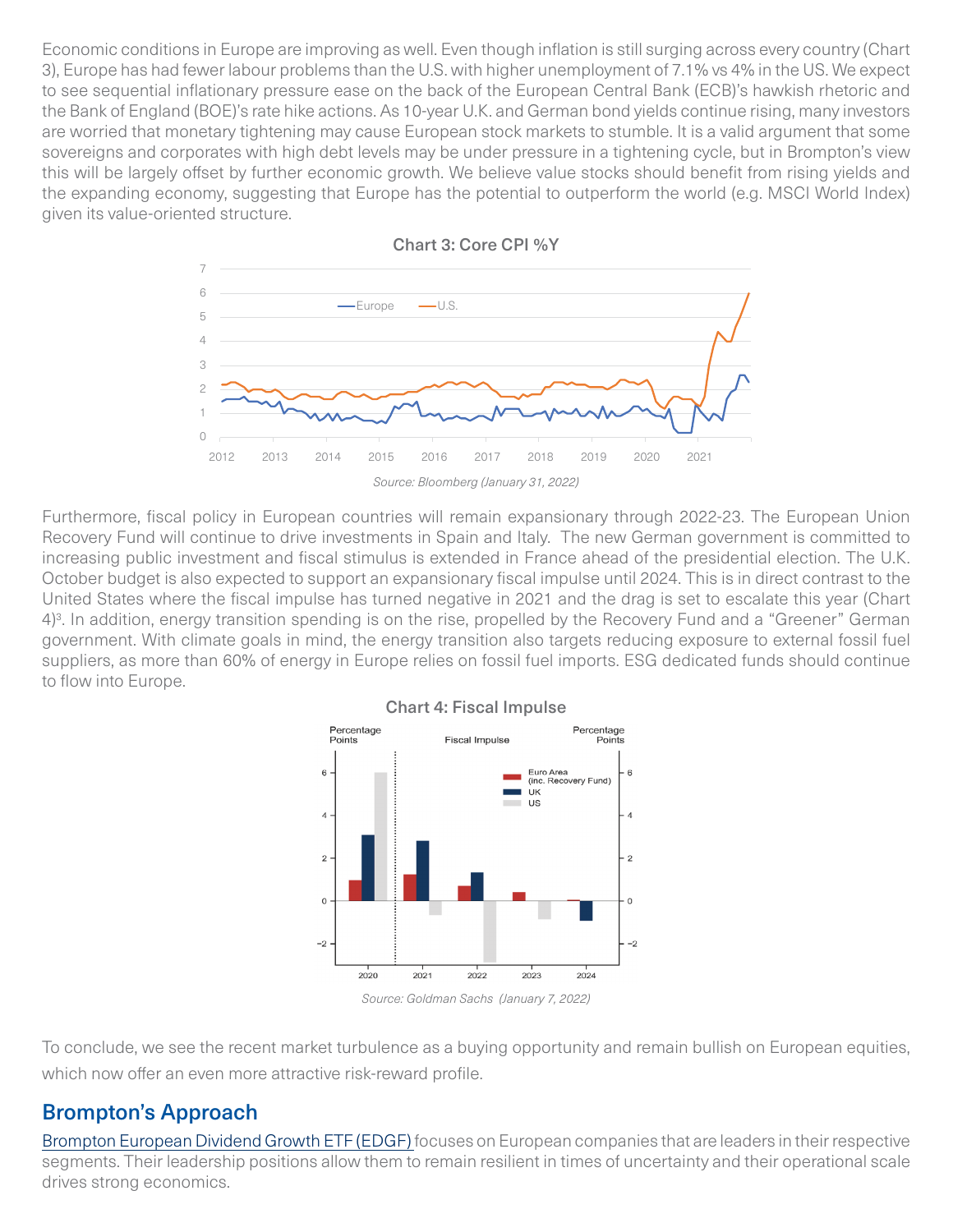Economic conditions in Europe are improving as well. Even though inflation is still surging across every country (Chart 3), Europe has had fewer labour problems than the U.S. with higher unemployment of 7.1% vs 4% in the US. We expect to see sequential inflationary pressure ease on the back of the European Central Bank (ECB)'s hawkish rhetoric and the Bank of England (BOE)'s rate hike actions. As 10-year U.K. and German bond yields continue rising, many investors are worried that monetary tightening may cause European stock markets to stumble. It is a valid argument that some sovereigns and corporates with high debt levels may be under pressure in a tightening cycle, but in Brompton's view this will be largely offset by further economic growth. We believe value stocks should benefit from rising yields and the expanding economy, suggesting that Europe has the potential to outperform the world (e.g. MSCI World Index) given its value-oriented structure.

**Chart 3: Core CPI %Y**

*Source: Bloomberg (January 31, 2022)*

Furthermore, fiscal policy in European countries will remain expansionary through 2022-23. The European Union Recovery Fund will continue to drive investments in Spain and Italy. The new German government is committed to increasing public investment and fiscal stimulus is extended in France ahead of the presidential election. The U.K. October budget is also expected to support an expansionary fiscal impulse until 2024. This is in direct contrast to the United States where the fiscal impulse has turned negative in 2021 and the drag is set to escalate this year (Chart 4)[3]. In addition, energy transition spending is on the rise, propelled by the Recovery Fund and a "Greener" German government. With climate goals in mind, the energy transition also targets reducing exposure to external fossil fuel suppliers, as more than 60% of energy in Europe relies on fossil fuel imports. ESG dedicated funds should continue to flow into Europe.

**Chart 4: Fiscal Impulse**

*Source: Goldman Sachs (January 7, 2022)*

To conclude, we see the recent market turbulence as a buying opportunity and remain bullish on European equities, which now offer an even more attractive risk-reward profile.

## Brompton's Approach

Brompton European Dividend Growth ETF (EDGF) focuses on European companies that are leaders in their respective segments. Their leadership positions allow them to remain resilient in times of uncertainty and their operational scale drives strong economics.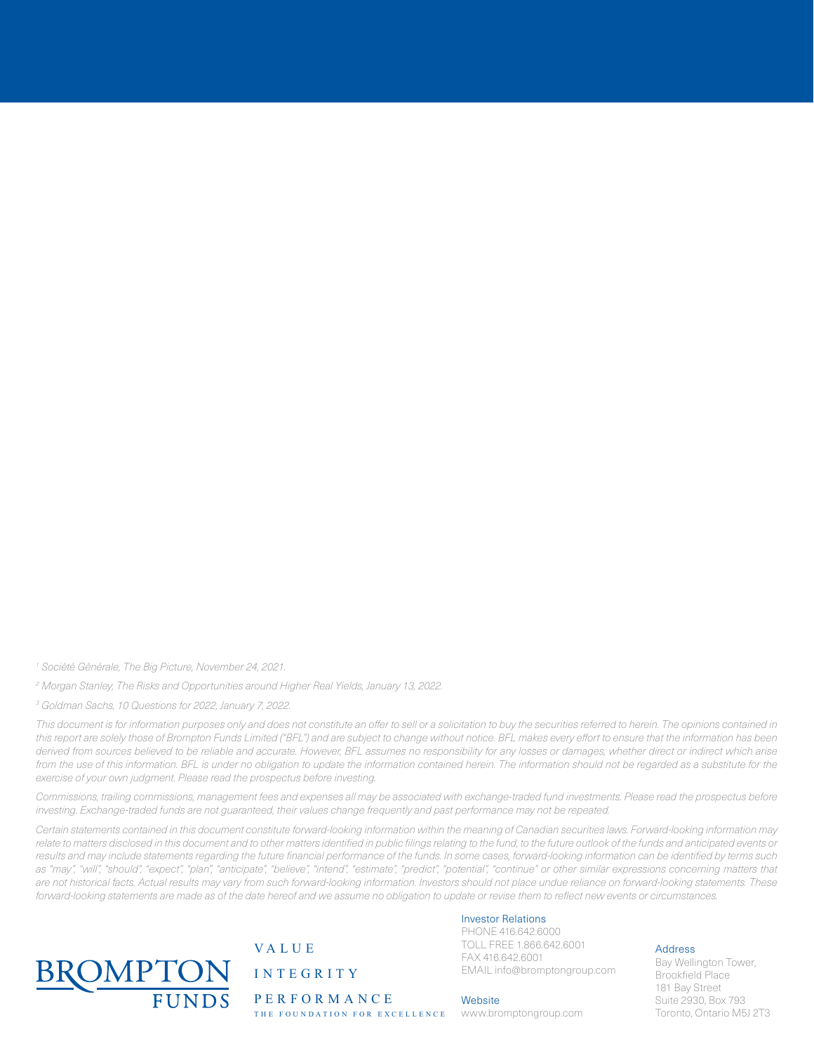[1] *Société Générale, The Big Picture, November 24, 2021.*

[2] *Morgan Stanley, The Risks and Opportunities around Higher Real Yields, January 13, 2022.*

[3] *Goldman Sachs, 10 Questions for 2022, January 7, 2022.*

*This document is for information purposes only and does not constitute an offer to sell or a solicitation to buy the securities referred to herein. The opinions contained in this report are solely those of Brompton Funds Limited ("BFL") and are subject to change without notice. BFL makes every effort to ensure that the information has been derived from sources believed to be reliable and accurate. However, BFL assumes no responsibility for any losses or damages, whether direct or indirect which arise from the use of this information. BFL is under no obligation to update the information contained herein. The information should not be regarded as a substitute for the exercise of your own judgment. Please read the prospectus before investing.*

*Commissions, trailing commissions, management fees and expenses all may be associated with exchange-traded fund investments. Please read the prospectus before investing. Exchange-traded funds are not guaranteed, their values change frequently and past performance may not be repeated.*

*Certain statements contained in this document constitute forward-looking information within the meaning of Canadian securities laws. Forward-looking information may relate to matters disclosed in this document and to other matters identified in public filings relating to the fund, to the future outlook of the funds and anticipated events or results and may include statements regarding the future financial performance of the funds. In some cases, forward-looking information can be identified by terms such as "may", "will", "should", "expect", "plan", "anticipate", "believe", "intend", "estimate", "predict", "potential", "continue" or other similar expressions concerning matters that are not historical facts. Actual results may vary from such forward-looking information. Investors should not place undue reliance on forward-looking statements. These forward-looking statements are made as of the date hereof and we assume no obligation to update or revise them to reflect new events or circumstances.*

BROMPTON FUNDS

VALUE
INTEGRITY
PERFORMANCE
THE FOUNDATION FOR EXCELLENCE

Investor Relations
PHONE 416.642.6000
TOLL FREE 1.866.642.6001
FAX 416.642.6001
EMAIL info@bromptongroup.com

Website
www.bromptongroup.com

Address
Bay Wellington Tower,
Brookfield Place
181 Bay Street
Suite 2930, Box 793
Toronto, Ontario M5J 2T3